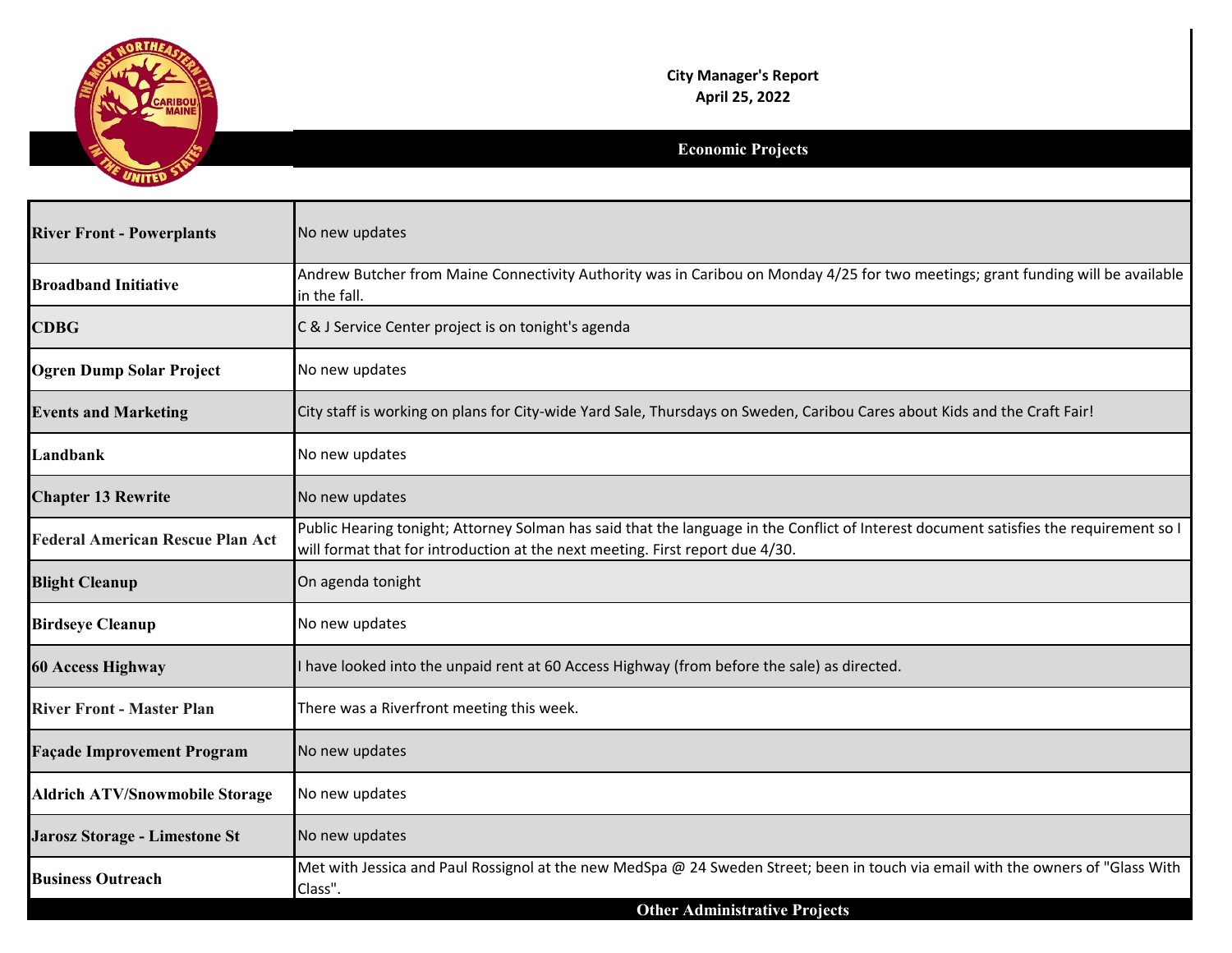**City Manager's Report**
**April 25, 2022**

## Economic Projects

| Project | Update |
|---|---|
| **River Front - Powerplants** | No new updates |
| **Broadband Initiative** | Andrew Butcher from Maine Connectivity Authority was in Caribou on Monday 4/25 for two meetings; grant funding will be available in the fall. |
| **CDBG** | C & J Service Center project is on tonight's agenda |
| **Ogren Dump Solar Project** | No new updates |
| **Events and Marketing** | City staff is working on plans for City-wide Yard Sale, Thursdays on Sweden, Caribou Cares about Kids and the Craft Fair! |
| **Landbank** | No new updates |
| **Chapter 13 Rewrite** | No new updates |
| **Federal American Rescue Plan Act** | Public Hearing tonight; Attorney Solman has said that the language in the Conflict of Interest document satisfies the requirement so I will format that for introduction at the next meeting. First report due 4/30. |
| **Blight Cleanup** | On agenda tonight |
| **Birdseye Cleanup** | No new updates |
| **60 Access Highway** | I have looked into the unpaid rent at 60 Access Highway (from before the sale) as directed. |
| **River Front - Master Plan** | There was a Riverfront meeting this week. |
| **Façade Improvement Program** | No new updates |
| **Aldrich ATV/Snowmobile Storage** | No new updates |
| **Jarosz Storage - Limestone St** | No new updates |
| **Business Outreach** | Met with Jessica and Paul Rossignol at the new MedSpa @ 24 Sweden Street; been in touch via email with the owners of "Glass With Class". |

## Other Administrative Projects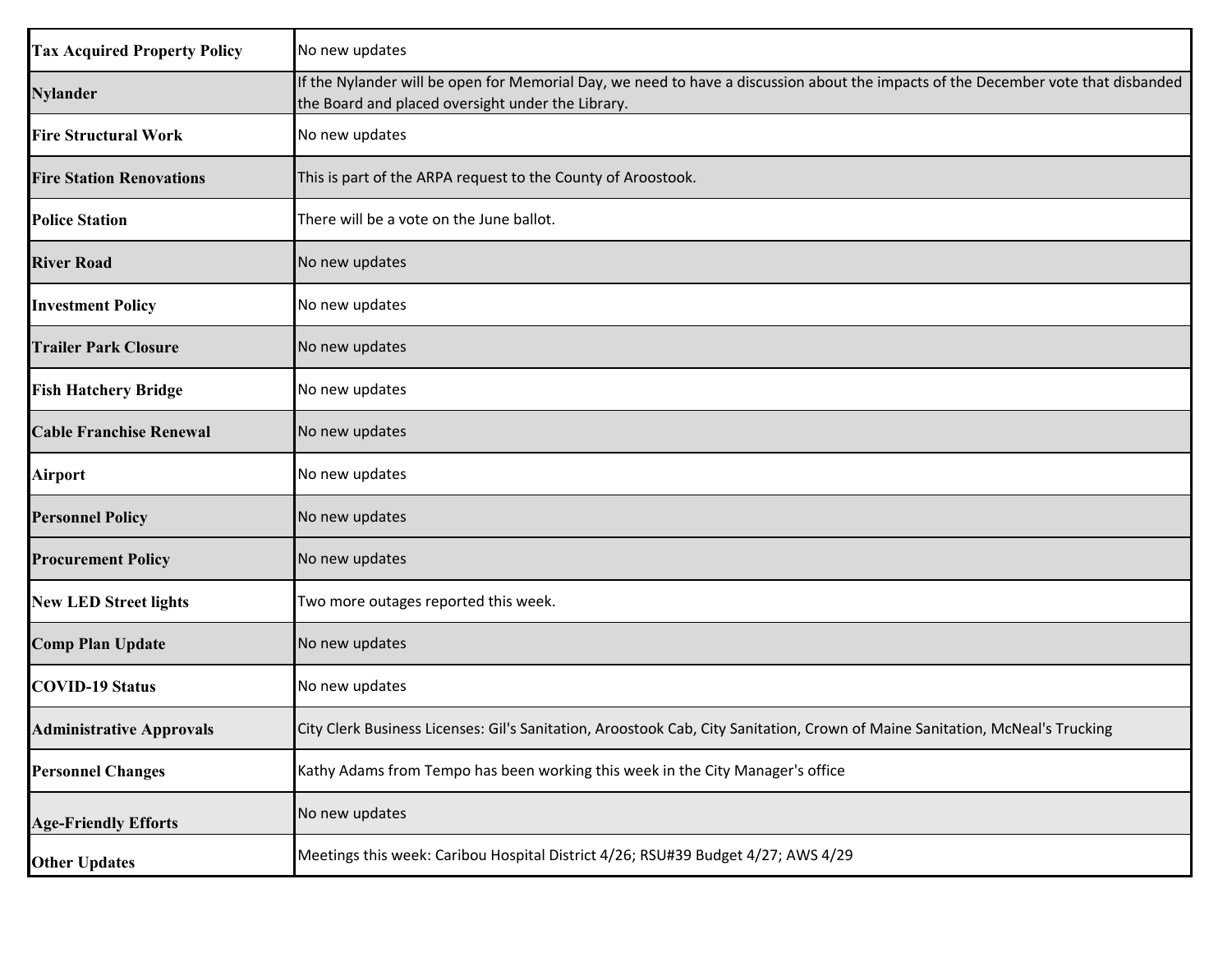| | |
|---|---|
| **Tax Acquired Property Policy** | No new updates |
| **Nylander** | If the Nylander will be open for Memorial Day, we need to have a discussion about the impacts of the December vote that disbanded the Board and placed oversight under the Library. |
| **Fire Structural Work** | No new updates |
| **Fire Station Renovations** | This is part of the ARPA request to the County of Aroostook. |
| **Police Station** | There will be a vote on the June ballot. |
| **River Road** | No new updates |
| **Investment Policy** | No new updates |
| **Trailer Park Closure** | No new updates |
| **Fish Hatchery Bridge** | No new updates |
| **Cable Franchise Renewal** | No new updates |
| **Airport** | No new updates |
| **Personnel Policy** | No new updates |
| **Procurement Policy** | No new updates |
| **New LED Street lights** | Two more outages reported this week. |
| **Comp Plan Update** | No new updates |
| **COVID-19 Status** | No new updates |
| **Administrative Approvals** | City Clerk Business Licenses: Gil's Sanitation, Aroostook Cab, City Sanitation, Crown of Maine Sanitation, McNeal's Trucking |
| **Personnel Changes** | Kathy Adams from Tempo has been working this week in the City Manager's office |
| **Age-Friendly Efforts** | No new updates |
| **Other Updates** | Meetings this week: Caribou Hospital District 4/26; RSU#39 Budget 4/27; AWS 4/29 |